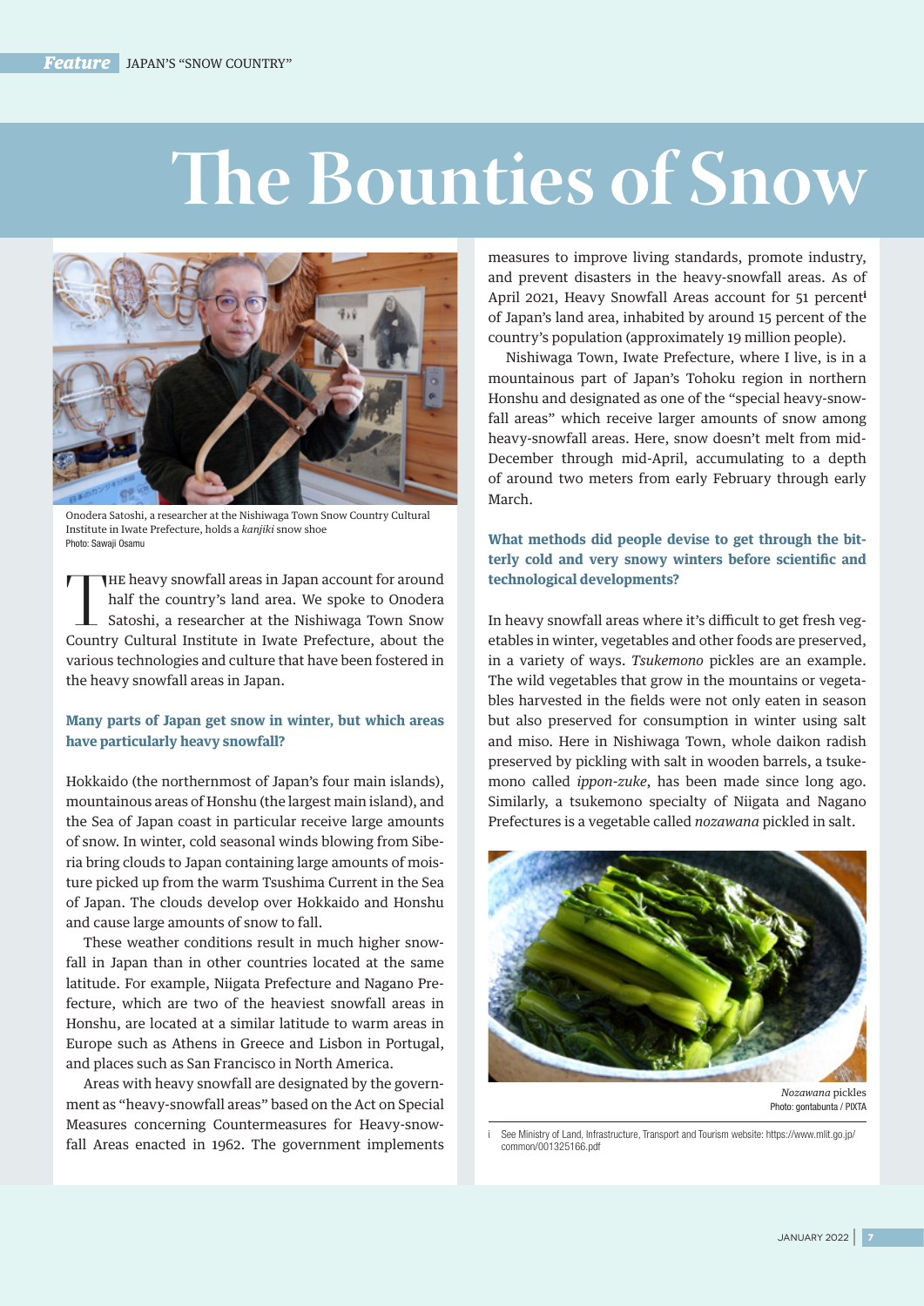# The Bounties of Snow

Onodera Satoshi, a researcher at the Nishiwaga Town Snow Country Cultural Institute in Iwate Prefecture, holds a *kanjiki* snow shoe
Photo: Sawaji Osamu

THE heavy snowfall areas in Japan account for around half the country's land area. We spoke to Onodera Satoshi, a researcher at the Nishiwaga Town Snow Country Cultural Institute in Iwate Prefecture, about the various technologies and culture that have been fostered in the heavy snowfall areas in Japan.

**Many parts of Japan get snow in winter, but which areas have particularly heavy snowfall?**

Hokkaido (the northernmost of Japan's four main islands), mountainous areas of Honshu (the largest main island), and the Sea of Japan coast in particular receive large amounts of snow. In winter, cold seasonal winds blowing from Siberia bring clouds to Japan containing large amounts of moisture picked up from the warm Tsushima Current in the Sea of Japan. The clouds develop over Hokkaido and Honshu and cause large amounts of snow to fall.

These weather conditions result in much higher snowfall in Japan than in other countries located at the same latitude. For example, Niigata Prefecture and Nagano Prefecture, which are two of the heaviest snowfall areas in Honshu, are located at a similar latitude to warm areas in Europe such as Athens in Greece and Lisbon in Portugal, and places such as San Francisco in North America.

Areas with heavy snowfall are designated by the government as "heavy-snowfall areas" based on the Act on Special Measures concerning Countermeasures for Heavy-snowfall Areas enacted in 1962. The government implements measures to improve living standards, promote industry, and prevent disasters in the heavy-snowfall areas. As of April 2021, Heavy Snowfall Areas account for 51 percent[i] of Japan's land area, inhabited by around 15 percent of the country's population (approximately 19 million people).

Nishiwaga Town, Iwate Prefecture, where I live, is in a mountainous part of Japan's Tohoku region in northern Honshu and designated as one of the "special heavy-snowfall areas" which receive larger amounts of snow among heavy-snowfall areas. Here, snow doesn't melt from mid-December through mid-April, accumulating to a depth of around two meters from early February through early March.

**What methods did people devise to get through the bitterly cold and very snowy winters before scientific and technological developments?**

In heavy snowfall areas where it's difficult to get fresh vegetables in winter, vegetables and other foods are preserved, in a variety of ways. *Tsukemono* pickles are an example. The wild vegetables that grow in the mountains or vegetables harvested in the fields were not only eaten in season but also preserved for consumption in winter using salt and miso. Here in Nishiwaga Town, whole daikon radish preserved by pickling with salt in wooden barrels, a tsukemono called *ippon-zuke*, has been made since long ago. Similarly, a tsukemono specialty of Niigata and Nagano Prefectures is a vegetable called *nozawana* pickled in salt.

*Nozawana* pickles
Photo: gontabunta / PIXTA

i See Ministry of Land, Infrastructure, Transport and Tourism website: https://www.mlit.go.jp/common/001325166.pdf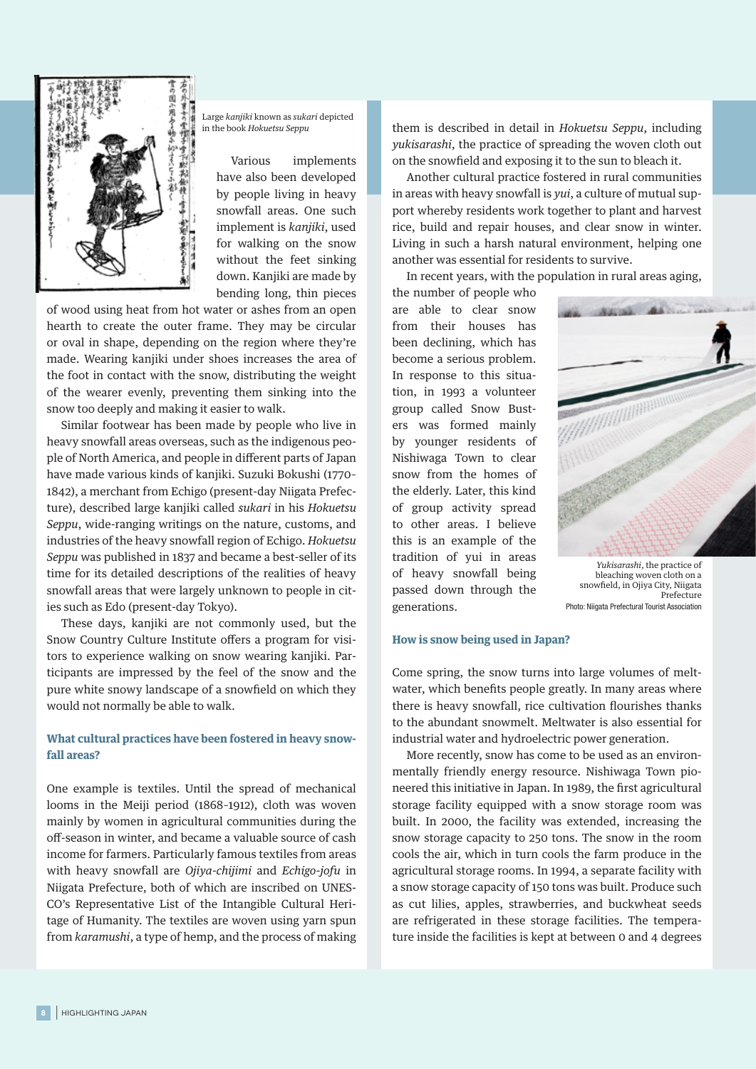Large *kanjiki* known as *sukari* depicted in the book *Hokuetsu Seppu*

Various implements have also been developed by people living in heavy snowfall areas. One such implement is *kanjiki*, used for walking on the snow without the feet sinking down. Kanjiki are made by bending long, thin pieces of wood using heat from hot water or ashes from an open hearth to create the outer frame. They may be circular or oval in shape, depending on the region where they're made. Wearing kanjiki under shoes increases the area of the foot in contact with the snow, distributing the weight of the wearer evenly, preventing them sinking into the snow too deeply and making it easier to walk.

Similar footwear has been made by people who live in heavy snowfall areas overseas, such as the indigenous people of North America, and people in different parts of Japan have made various kinds of kanjiki. Suzuki Bokushi (1770-1842), a merchant from Echigo (present-day Niigata Prefecture), described large kanjiki called *sukari* in his *Hokuetsu Seppu*, wide-ranging writings on the nature, customs, and industries of the heavy snowfall region of Echigo. *Hokuetsu Seppu* was published in 1837 and became a best-seller of its time for its detailed descriptions of the realities of heavy snowfall areas that were largely unknown to people in cities such as Edo (present-day Tokyo).

These days, kanjiki are not commonly used, but the Snow Country Culture Institute offers a program for visitors to experience walking on snow wearing kanjiki. Participants are impressed by the feel of the snow and the pure white snowy landscape of a snowfield on which they would not normally be able to walk.

## What cultural practices have been fostered in heavy snowfall areas?

One example is textiles. Until the spread of mechanical looms in the Meiji period (1868-1912), cloth was woven mainly by women in agricultural communities during the off-season in winter, and became a valuable source of cash income for farmers. Particularly famous textiles from areas with heavy snowfall are *Ojiya-chijimi* and *Echigo-jofu* in Niigata Prefecture, both of which are inscribed on UNESCO's Representative List of the Intangible Cultural Heritage of Humanity. The textiles are woven using yarn spun from *karamushi*, a type of hemp, and the process of making them is described in detail in *Hokuetsu Seppu*, including *yukisarashi*, the practice of spreading the woven cloth out on the snowfield and exposing it to the sun to bleach it.

Another cultural practice fostered in rural communities in areas with heavy snowfall is *yui*, a culture of mutual support whereby residents work together to plant and harvest rice, build and repair houses, and clear snow in winter. Living in such a harsh natural environment, helping one another was essential for residents to survive.

In recent years, with the population in rural areas aging, the number of people who are able to clear snow from their houses has been declining, which has become a serious problem. In response to this situation, in 1993 a volunteer group called Snow Busters was formed mainly by younger residents of Nishiwaga Town to clear snow from the homes of the elderly. Later, this kind of group activity spread to other areas. I believe this is an example of the tradition of yui in areas of heavy snowfall being passed down through the generations.

*Yukisarashi*, the practice of bleaching woven cloth on a snowfield, in Ojiya City, Niigata Prefecture
Photo: Niigata Prefectural Tourist Association

## How is snow being used in Japan?

Come spring, the snow turns into large volumes of meltwater, which benefits people greatly. In many areas where there is heavy snowfall, rice cultivation flourishes thanks to the abundant snowmelt. Meltwater is also essential for industrial water and hydroelectric power generation.

More recently, snow has come to be used as an environmentally friendly energy resource. Nishiwaga Town pioneered this initiative in Japan. In 1989, the first agricultural storage facility equipped with a snow storage room was built. In 2000, the facility was extended, increasing the snow storage capacity to 250 tons. The snow in the room cools the air, which in turn cools the farm produce in the agricultural storage rooms. In 1994, a separate facility with a snow storage capacity of 150 tons was built. Produce such as cut lilies, apples, strawberries, and buckwheat seeds are refrigerated in these storage facilities. The temperature inside the facilities is kept at between 0 and 4 degrees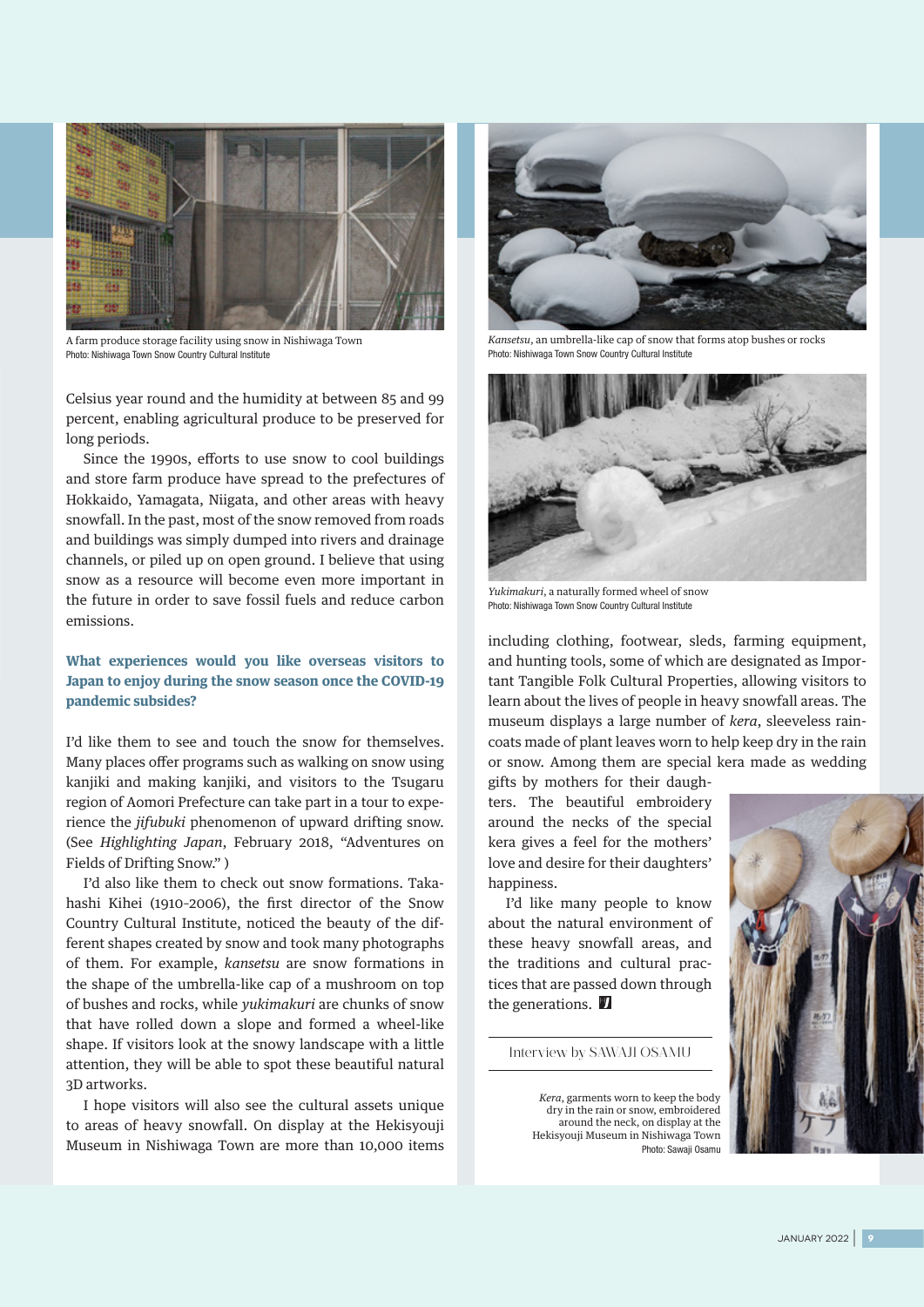A farm produce storage facility using snow in Nishiwaga Town
Photo: Nishiwaga Town Snow Country Cultural Institute

Celsius year round and the humidity at between 85 and 99 percent, enabling agricultural produce to be preserved for long periods.

Since the 1990s, efforts to use snow to cool buildings and store farm produce have spread to the prefectures of Hokkaido, Yamagata, Niigata, and other areas with heavy snowfall. In the past, most of the snow removed from roads and buildings was simply dumped into rivers and drainage channels, or piled up on open ground. I believe that using snow as a resource will become even more important in the future in order to save fossil fuels and reduce carbon emissions.

**What experiences would you like overseas visitors to Japan to enjoy during the snow season once the COVID-19 pandemic subsides?**

I'd like them to see and touch the snow for themselves. Many places offer programs such as walking on snow using kanjiki and making kanjiki, and visitors to the Tsugaru region of Aomori Prefecture can take part in a tour to experience the *jifubuki* phenomenon of upward drifting snow. (See *Highlighting Japan*, February 2018, "Adventures on Fields of Drifting Snow." )

I'd also like them to check out snow formations. Takahashi Kihei (1910-2006), the first director of the Snow Country Cultural Institute, noticed the beauty of the different shapes created by snow and took many photographs of them. For example, *kansetsu* are snow formations in the shape of the umbrella-like cap of a mushroom on top of bushes and rocks, while *yukimakuri* are chunks of snow that have rolled down a slope and formed a wheel-like shape. If visitors look at the snowy landscape with a little attention, they will be able to spot these beautiful natural 3D artworks.

I hope visitors will also see the cultural assets unique to areas of heavy snowfall. On display at the Hekisyouji Museum in Nishiwaga Town are more than 10,000 items including clothing, footwear, sleds, farming equipment, and hunting tools, some of which are designated as Important Tangible Folk Cultural Properties, allowing visitors to learn about the lives of people in heavy snowfall areas. The museum displays a large number of *kera*, sleeveless raincoats made of plant leaves worn to help keep dry in the rain or snow. Among them are special kera made as wedding gifts by mothers for their daughters. The beautiful embroidery around the necks of the special kera gives a feel for the mothers' love and desire for their daughters' happiness.

I'd like many people to know about the natural environment of these heavy snowfall areas, and the traditions and cultural practices that are passed down through the generations.

Interview by SAWAJI OSAMU

*Kansetsu*, an umbrella-like cap of snow that forms atop bushes or rocks
Photo: Nishiwaga Town Snow Country Cultural Institute

*Yukimakuri*, a naturally formed wheel of snow
Photo: Nishiwaga Town Snow Country Cultural Institute

*Kera*, garments worn to keep the body dry in the rain or snow, embroidered around the neck, on display at the Hekisyouji Museum in Nishiwaga Town
Photo: Sawaji Osamu